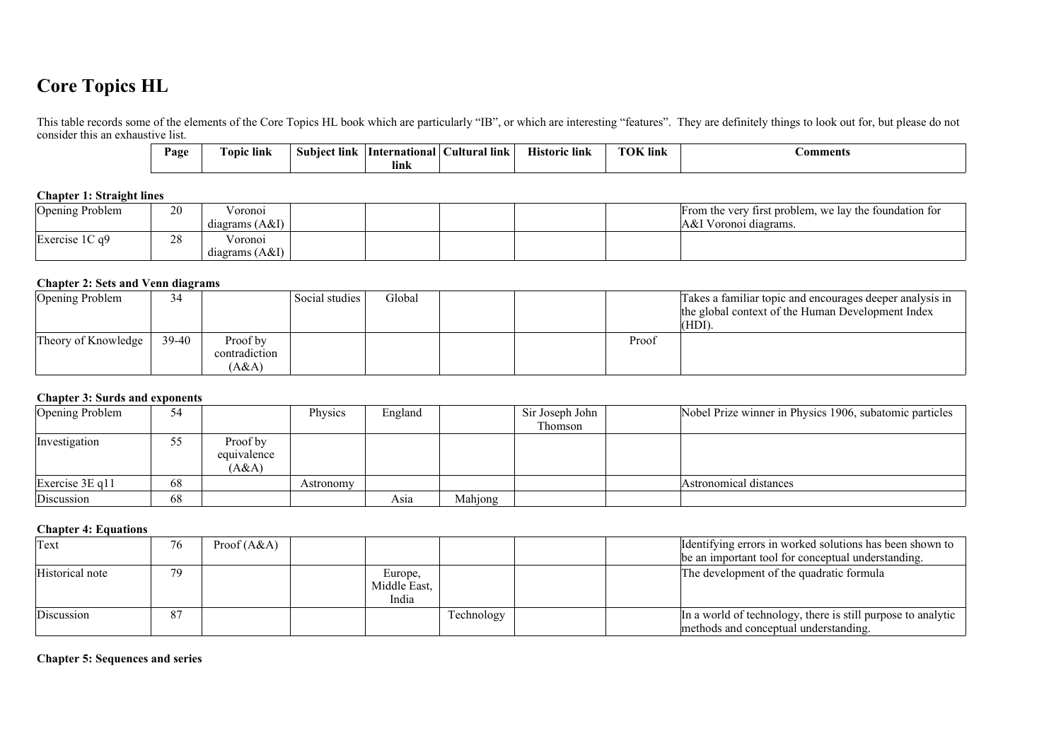# Core Topics HL

This table records some of the elements of the Core Topics HL book which are particularly "IB", or which are interesting "features". They are definitely things to look out for, but please do not consider this an exhaustive list.

| | Page | Topic link | Subject link | International link | Cultural link | Historic link | TOK link | Comments |
|---|---|---|---|---|---|---|---|---|
| **Chapter 1: Straight lines** | | | | | | | | |
| Opening Problem | 20 | Voronoi diagrams (A&I) | | | | | | From the very first problem, we lay the foundation for A&I Voronoi diagrams. |
| Exercise 1C q9 | 28 | Voronoi diagrams (A&I) | | | | | | |
| **Chapter 2: Sets and Venn diagrams** | | | | | | | | |
| Opening Problem | 34 | | Social studies | Global | | | | Takes a familiar topic and encourages deeper analysis in the global context of the Human Development Index (HDI). |
| Theory of Knowledge | 39-40 | Proof by contradiction (A&A) | | | | | Proof | |
| **Chapter 3: Surds and exponents** | | | | | | | | |
| Opening Problem | 54 | | Physics | England | | Sir Joseph John Thomson | | Nobel Prize winner in Physics 1906, subatomic particles |
| Investigation | 55 | Proof by equivalence (A&A) | | | | | | |
| Exercise 3E q11 | 68 | | Astronomy | | | | | Astronomical distances |
| Discussion | 68 | | | Asia | Mahjong | | | |
| **Chapter 4: Equations** | | | | | | | | |
| Text | 76 | Proof (A&A) | | | | | | Identifying errors in worked solutions has been shown to be an important tool for conceptual understanding. |
| Historical note | 79 | | | Europe, Middle East, India | | | | The development of the quadratic formula |
| Discussion | 87 | | | | Technology | | | In a world of technology, there is still purpose to analytic methods and conceptual understanding. |

**Chapter 5: Sequences and series**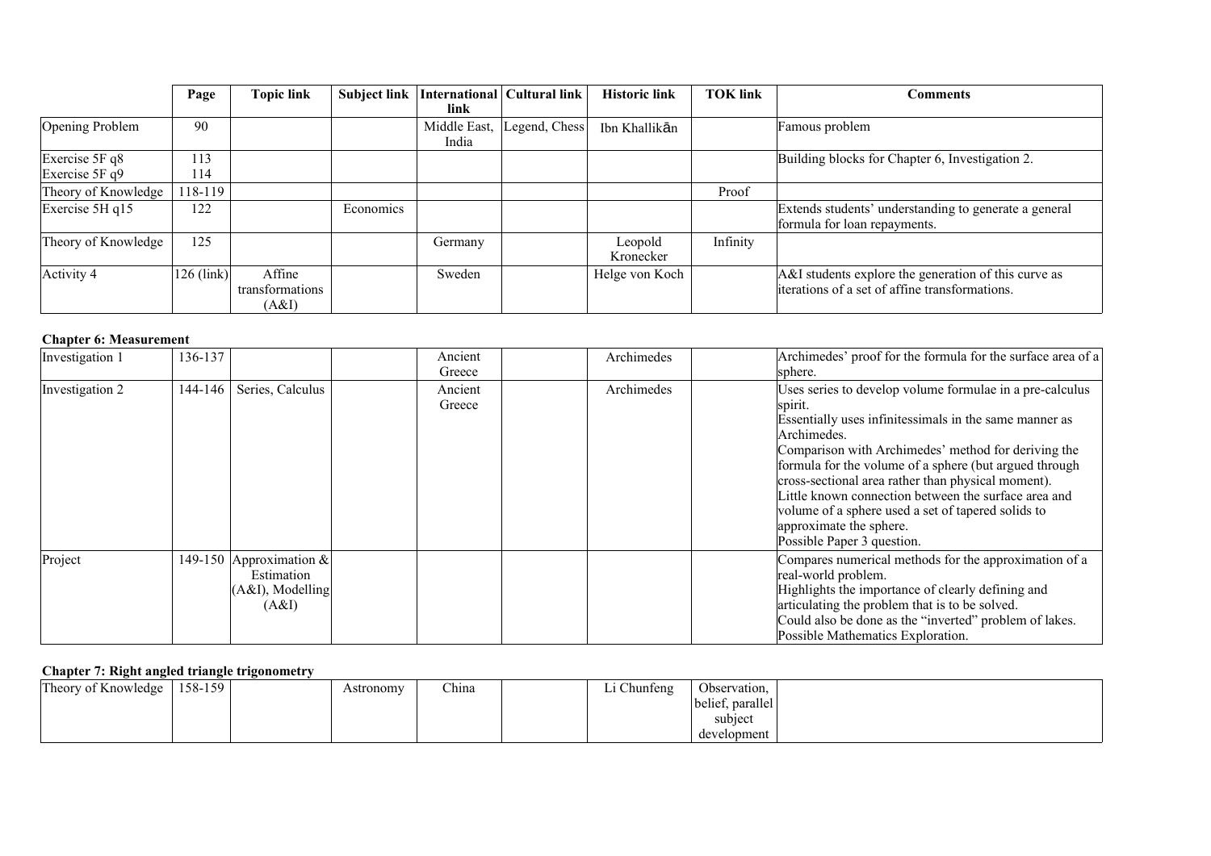| | Page | Topic link | Subject link | International link | Cultural link | Historic link | TOK link | Comments |
|---|---|---|---|---|---|---|---|---|
| Opening Problem | 90 | | | Middle East, India | Legend, Chess | Ibn Khallikān | | Famous problem |
| Exercise 5F q8<br>Exercise 5F q9 | 113<br>114 | | | | | | | Building blocks for Chapter 6, Investigation 2. |
| Theory of Knowledge | 118-119 | | | | | | Proof | |
| Exercise 5H q15 | 122 | | Economics | | | | | Extends students' understanding to generate a general formula for loan repayments. |
| Theory of Knowledge | 125 | | | Germany | | Leopold Kronecker | Infinity | |
| Activity 4 | 126 (link) | Affine transformations (A&I) | | Sweden | | Helge von Koch | | A&I students explore the generation of this curve as iterations of a set of affine transformations. |

**Chapter 6: Measurement**

| | Page | Topic link | Subject link | International link | Cultural link | Historic link | TOK link | Comments |
|---|---|---|---|---|---|---|---|---|
| Investigation 1 | 136-137 | | | Ancient Greece | | Archimedes | | Archimedes' proof for the formula for the surface area of a sphere. |
| Investigation 2 | 144-146 | Series, Calculus | | Ancient Greece | | Archimedes | | Uses series to develop volume formulae in a pre-calculus spirit.<br>Essentially uses infinitessimals in the same manner as Archimedes.<br>Comparison with Archimedes' method for deriving the formula for the volume of a sphere (but argued through cross-sectional area rather than physical moment).<br>Little known connection between the surface area and volume of a sphere used a set of tapered solids to approximate the sphere.<br>Possible Paper 3 question. |
| Project | 149-150 | Approximation & Estimation (A&I), Modelling (A&I) | | | | | | Compares numerical methods for the approximation of a real-world problem.<br>Highlights the importance of clearly defining and articulating the problem that is to be solved.<br>Could also be done as the "inverted" problem of lakes.<br>Possible Mathematics Exploration. |

**Chapter 7: Right angled triangle trigonometry**

| | Page | Topic link | Subject link | International link | Cultural link | Historic link | TOK link | Comments |
|---|---|---|---|---|---|---|---|---|
| Theory of Knowledge | 158-159 | | Astronomy | China | | Li Chunfeng | Observation, belief, parallel subject development | |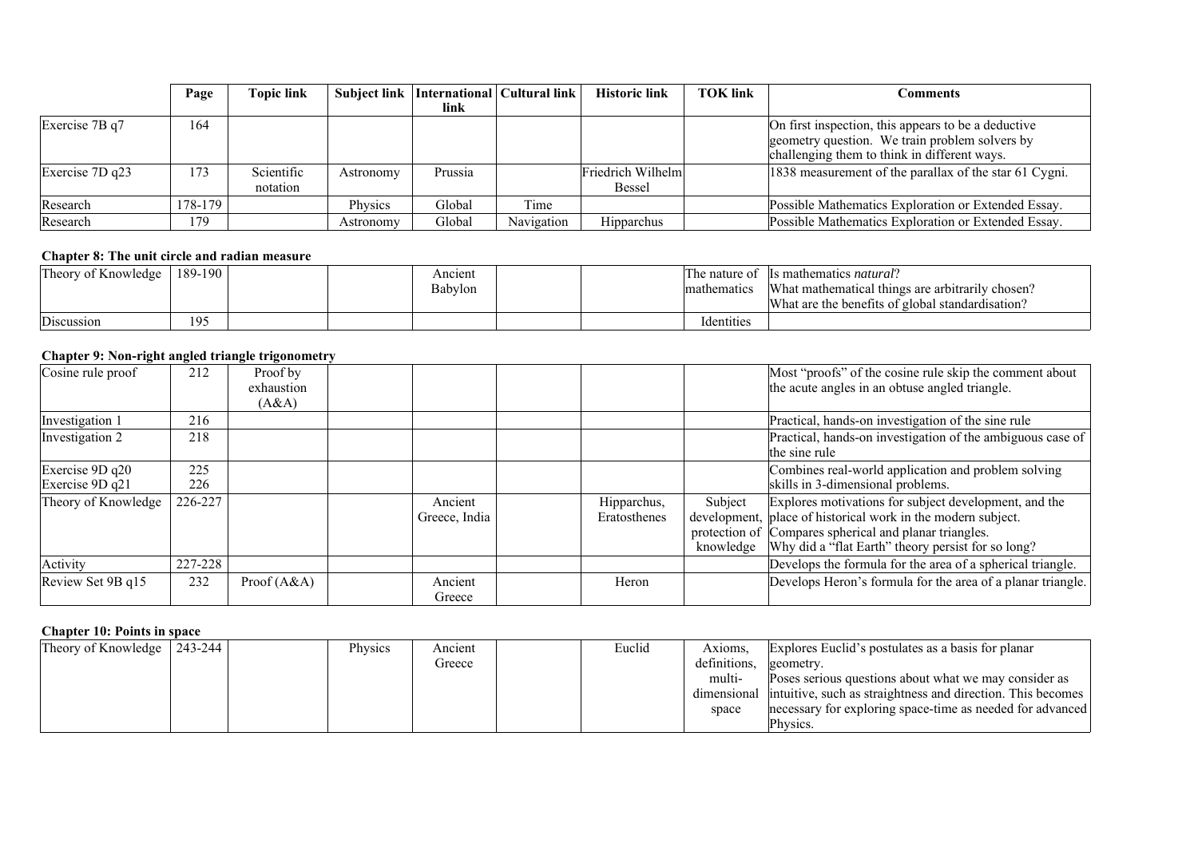| | Page | Topic link | Subject link | International link | Cultural link | Historic link | TOK link | Comments |
|---|---|---|---|---|---|---|---|---|
| Exercise 7B q7 | 164 | | | | | | | On first inspection, this appears to be a deductive geometry question. We train problem solvers by challenging them to think in different ways. |
| Exercise 7D q23 | 173 | Scientific notation | Astronomy | Prussia | | Friedrich Wilhelm Bessel | | 1838 measurement of the parallax of the star 61 Cygni. |
| Research | 178-179 | | Physics | Global | Time | | | Possible Mathematics Exploration or Extended Essay. |
| Research | 179 | | Astronomy | Global | Navigation | Hipparchus | | Possible Mathematics Exploration or Extended Essay. |

**Chapter 8: The unit circle and radian measure**

| | Page | Topic link | Subject link | International link | Cultural link | Historic link | TOK link | Comments |
|---|---|---|---|---|---|---|---|---|
| Theory of Knowledge | 189-190 | | | Ancient Babylon | | | The nature of mathematics | Is mathematics *natural*? What mathematical things are arbitrarily chosen? What are the benefits of global standardisation? |
| Discussion | 195 | | | | | | Identities | |

**Chapter 9: Non-right angled triangle trigonometry**

| | Page | Topic link | Subject link | International link | Cultural link | Historic link | TOK link | Comments |
|---|---|---|---|---|---|---|---|---|
| Cosine rule proof | 212 | Proof by exhaustion (A&A) | | | | | | Most "proofs" of the cosine rule skip the comment about the acute angles in an obtuse angled triangle. |
| Investigation 1 | 216 | | | | | | | Practical, hands-on investigation of the sine rule |
| Investigation 2 | 218 | | | | | | | Practical, hands-on investigation of the ambiguous case of the sine rule |
| Exercise 9D q20 Exercise 9D q21 | 225 226 | | | | | | | Combines real-world application and problem solving skills in 3-dimensional problems. |
| Theory of Knowledge | 226-227 | | | Ancient Greece, India | | Hipparchus, Eratosthenes | Subject development, protection of knowledge | Explores motivations for subject development, and the place of historical work in the modern subject. Compares spherical and planar triangles. Why did a "flat Earth" theory persist for so long? |
| Activity | 227-228 | | | | | | | Develops the formula for the area of a spherical triangle. |
| Review Set 9B q15 | 232 | Proof (A&A) | | Ancient Greece | | Heron | | Develops Heron's formula for the area of a planar triangle. |

**Chapter 10: Points in space**

| | Page | Topic link | Subject link | International link | Cultural link | Historic link | TOK link | Comments |
|---|---|---|---|---|---|---|---|---|
| Theory of Knowledge | 243-244 | | Physics | Ancient Greece | | Euclid | Axioms, definitions, multi-dimensional space | Explores Euclid's postulates as a basis for planar geometry. Poses serious questions about what we may consider as intuitive, such as straightness and direction. This becomes necessary for exploring space-time as needed for advanced Physics. |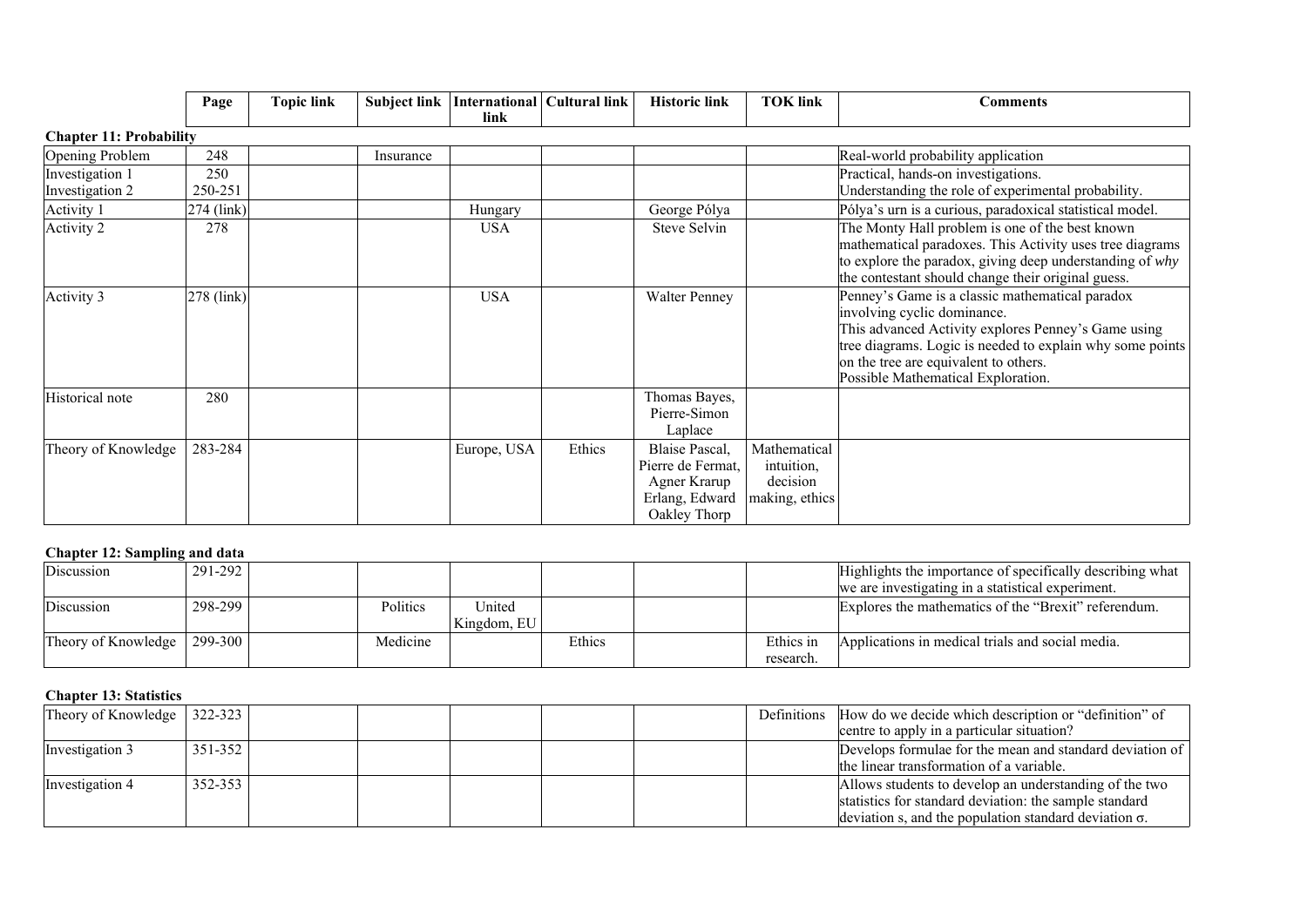| | Page | Topic link | Subject link | International link | Cultural link | Historic link | TOK link | Comments |
|---|---|---|---|---|---|---|---|---|
| **Chapter 11: Probability** | | | | | | | | |
| Opening Problem | 248 | | Insurance | | | | | Real-world probability application |
| Investigation 1<br>Investigation 2 | 250<br>250-251 | | | | | | | Practical, hands-on investigations.<br>Understanding the role of experimental probability. |
| Activity 1 | 274 (link) | | | Hungary | | George Pólya | | Pólya's urn is a curious, paradoxical statistical model. |
| Activity 2 | 278 | | | USA | | Steve Selvin | | The Monty Hall problem is one of the best known mathematical paradoxes. This Activity uses tree diagrams to explore the paradox, giving deep understanding of *why* the contestant should change their original guess. |
| Activity 3 | 278 (link) | | | USA | | Walter Penney | | Penney's Game is a classic mathematical paradox involving cyclic dominance.<br>This advanced Activity explores Penney's Game using tree diagrams. Logic is needed to explain why some points on the tree are equivalent to others.<br>Possible Mathematical Exploration. |
| Historical note | 280 | | | | | Thomas Bayes, Pierre-Simon Laplace | | |
| Theory of Knowledge | 283-284 | | | Europe, USA | Ethics | Blaise Pascal, Pierre de Fermat, Agner Krarup Erlang, Edward Oakley Thorp | Mathematical intuition, decision making, ethics | |
| **Chapter 12: Sampling and data** | | | | | | | | |
| Discussion | 291-292 | | | | | | | Highlights the importance of specifically describing what we are investigating in a statistical experiment. |
| Discussion | 298-299 | | Politics | United Kingdom, EU | | | | Explores the mathematics of the "Brexit" referendum. |
| Theory of Knowledge | 299-300 | | Medicine | | Ethics | | Ethics in research. | Applications in medical trials and social media. |
| **Chapter 13: Statistics** | | | | | | | | |
| Theory of Knowledge | 322-323 | | | | | | Definitions | How do we decide which description or "definition" of centre to apply in a particular situation? |
| Investigation 3 | 351-352 | | | | | | | Develops formulae for the mean and standard deviation of the linear transformation of a variable. |
| Investigation 4 | 352-353 | | | | | | | Allows students to develop an understanding of the two statistics for standard deviation: the sample standard deviation $s$, and the population standard deviation $\sigma$. |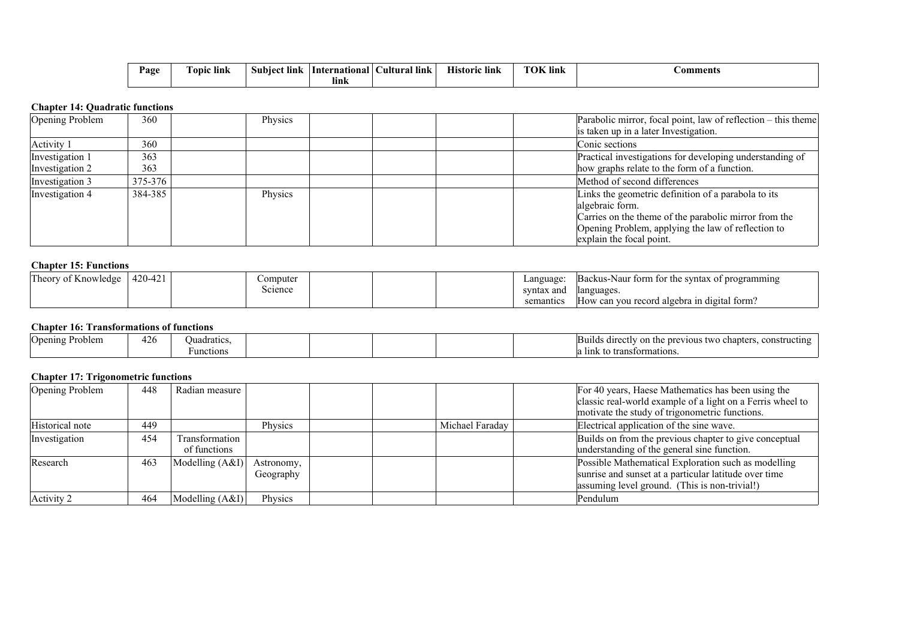| Page | Topic link | Subject link | International link | Cultural link | Historic link | TOK link | Comments |
|---|---|---|---|---|---|---|---|

**Chapter 14: Quadratic functions**

| | | | | | | | | |
|---|---|---|---|---|---|---|---|---|
| Opening Problem | 360 | | Physics | | | | | Parabolic mirror, focal point, law of reflection – this theme is taken up in a later Investigation. |
| Activity 1 | 360 | | | | | | | Conic sections |
| Investigation 1<br>Investigation 2 | 363<br>363 | | | | | | | Practical investigations for developing understanding of how graphs relate to the form of a function. |
| Investigation 3 | 375-376 | | | | | | | Method of second differences |
| Investigation 4 | 384-385 | | Physics | | | | | Links the geometric definition of a parabola to its algebraic form.<br>Carries on the theme of the parabolic mirror from the Opening Problem, applying the law of reflection to explain the focal point. |

**Chapter 15: Functions**

| | | | | | | | | |
|---|---|---|---|---|---|---|---|---|
| Theory of Knowledge | 420-421 | | Computer Science | | | | Language: syntax and semantics | Backus-Naur form for the syntax of programming languages.<br>How can you record algebra in digital form? |

**Chapter 16: Transformations of functions**

| | | | | | | | | |
|---|---|---|---|---|---|---|---|---|
| Opening Problem | 426 | Quadratics, Functions | | | | | | Builds directly on the previous two chapters, constructing a link to transformations. |

**Chapter 17: Trigonometric functions**

| | | | | | | | | |
|---|---|---|---|---|---|---|---|---|
| Opening Problem | 448 | Radian measure | | | | | | For 40 years, Haese Mathematics has been using the classic real-world example of a light on a Ferris wheel to motivate the study of trigonometric functions. |
| Historical note | 449 | | Physics | | | Michael Faraday | | Electrical application of the sine wave. |
| Investigation | 454 | Transformation of functions | | | | | | Builds on from the previous chapter to give conceptual understanding of the general sine function. |
| Research | 463 | Modelling (A&I) | Astronomy, Geography | | | | | Possible Mathematical Exploration such as modelling sunrise and sunset at a particular latitude over time assuming level ground. (This is non-trivial!) |
| Activity 2 | 464 | Modelling (A&I) | Physics | | | | | Pendulum |